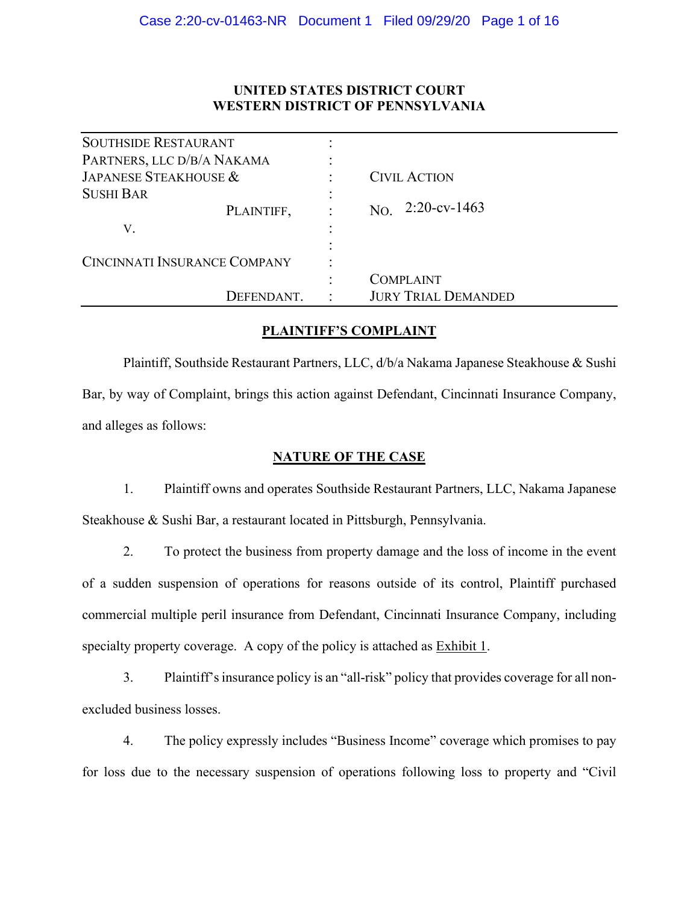**UNITED STATES DISTRICT COURT**
**WESTERN DISTRICT OF PENNSYLVANIA**

| | | |
|---|---|---|
| SOUTHSIDE RESTAURANT PARTNERS, LLC D/B/A NAKAMA JAPANESE STEAKHOUSE & SUSHI BAR | : | CIVIL ACTION |
| PLAINTIFF, | : | NO. 2:20-cv-1463 |
| V. | : | |
| CINCINNATI INSURANCE COMPANY | : | COMPLAINT |
| DEFENDANT. | : | JURY TRIAL DEMANDED |

## PLAINTIFF'S COMPLAINT

Plaintiff, Southside Restaurant Partners, LLC, d/b/a Nakama Japanese Steakhouse & Sushi Bar, by way of Complaint, brings this action against Defendant, Cincinnati Insurance Company, and alleges as follows:

## NATURE OF THE CASE

1. Plaintiff owns and operates Southside Restaurant Partners, LLC, Nakama Japanese Steakhouse & Sushi Bar, a restaurant located in Pittsburgh, Pennsylvania.

2. To protect the business from property damage and the loss of income in the event of a sudden suspension of operations for reasons outside of its control, Plaintiff purchased commercial multiple peril insurance from Defendant, Cincinnati Insurance Company, including specialty property coverage. A copy of the policy is attached as Exhibit 1.

3. Plaintiff's insurance policy is an "all-risk" policy that provides coverage for all non-excluded business losses.

4. The policy expressly includes "Business Income" coverage which promises to pay for loss due to the necessary suspension of operations following loss to property and "Civil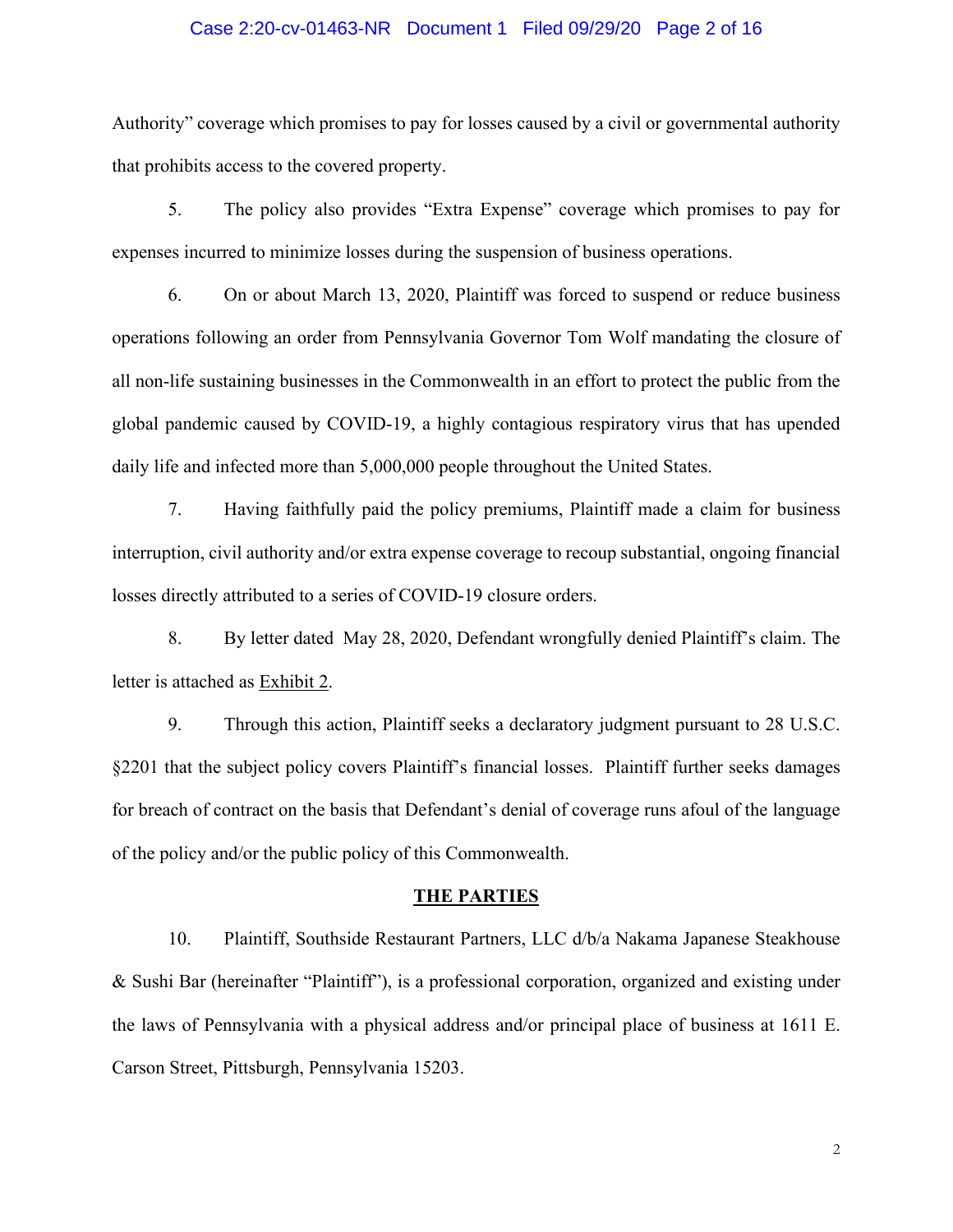Authority" coverage which promises to pay for losses caused by a civil or governmental authority that prohibits access to the covered property.

5. The policy also provides "Extra Expense" coverage which promises to pay for expenses incurred to minimize losses during the suspension of business operations.

6. On or about March 13, 2020, Plaintiff was forced to suspend or reduce business operations following an order from Pennsylvania Governor Tom Wolf mandating the closure of all non-life sustaining businesses in the Commonwealth in an effort to protect the public from the global pandemic caused by COVID-19, a highly contagious respiratory virus that has upended daily life and infected more than 5,000,000 people throughout the United States.

7. Having faithfully paid the policy premiums, Plaintiff made a claim for business interruption, civil authority and/or extra expense coverage to recoup substantial, ongoing financial losses directly attributed to a series of COVID-19 closure orders.

8. By letter dated May 28, 2020, Defendant wrongfully denied Plaintiff's claim. The letter is attached as Exhibit 2.

9. Through this action, Plaintiff seeks a declaratory judgment pursuant to 28 U.S.C. §2201 that the subject policy covers Plaintiff's financial losses. Plaintiff further seeks damages for breach of contract on the basis that Defendant's denial of coverage runs afoul of the language of the policy and/or the public policy of this Commonwealth.

## THE PARTIES

10. Plaintiff, Southside Restaurant Partners, LLC d/b/a Nakama Japanese Steakhouse & Sushi Bar (hereinafter "Plaintiff"), is a professional corporation, organized and existing under the laws of Pennsylvania with a physical address and/or principal place of business at 1611 E. Carson Street, Pittsburgh, Pennsylvania 15203.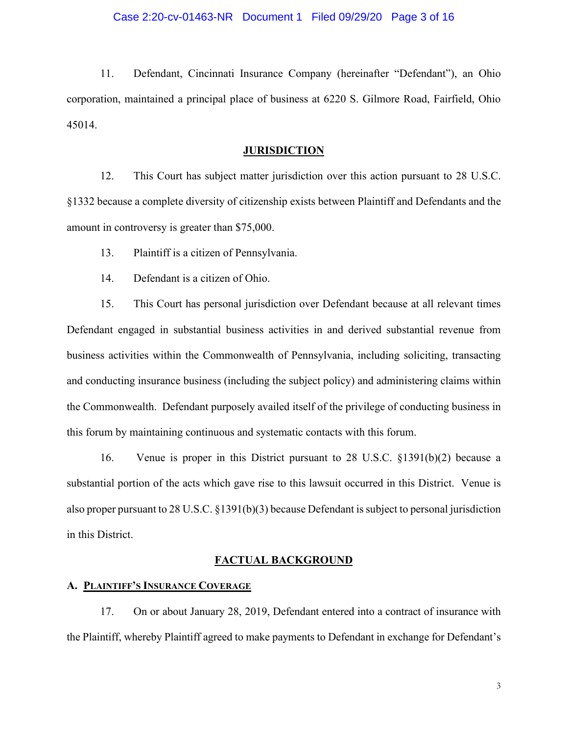11. Defendant, Cincinnati Insurance Company (hereinafter "Defendant"), an Ohio corporation, maintained a principal place of business at 6220 S. Gilmore Road, Fairfield, Ohio 45014.

## JURISDICTION

12. This Court has subject matter jurisdiction over this action pursuant to 28 U.S.C. §1332 because a complete diversity of citizenship exists between Plaintiff and Defendants and the amount in controversy is greater than $75,000.

13. Plaintiff is a citizen of Pennsylvania.

14. Defendant is a citizen of Ohio.

15. This Court has personal jurisdiction over Defendant because at all relevant times Defendant engaged in substantial business activities in and derived substantial revenue from business activities within the Commonwealth of Pennsylvania, including soliciting, transacting and conducting insurance business (including the subject policy) and administering claims within the Commonwealth. Defendant purposely availed itself of the privilege of conducting business in this forum by maintaining continuous and systematic contacts with this forum.

16. Venue is proper in this District pursuant to 28 U.S.C. §1391(b)(2) because a substantial portion of the acts which gave rise to this lawsuit occurred in this District. Venue is also proper pursuant to 28 U.S.C. §1391(b)(3) because Defendant is subject to personal jurisdiction in this District.

## FACTUAL BACKGROUND

### A. PLAINTIFF'S INSURANCE COVERAGE

17. On or about January 28, 2019, Defendant entered into a contract of insurance with the Plaintiff, whereby Plaintiff agreed to make payments to Defendant in exchange for Defendant's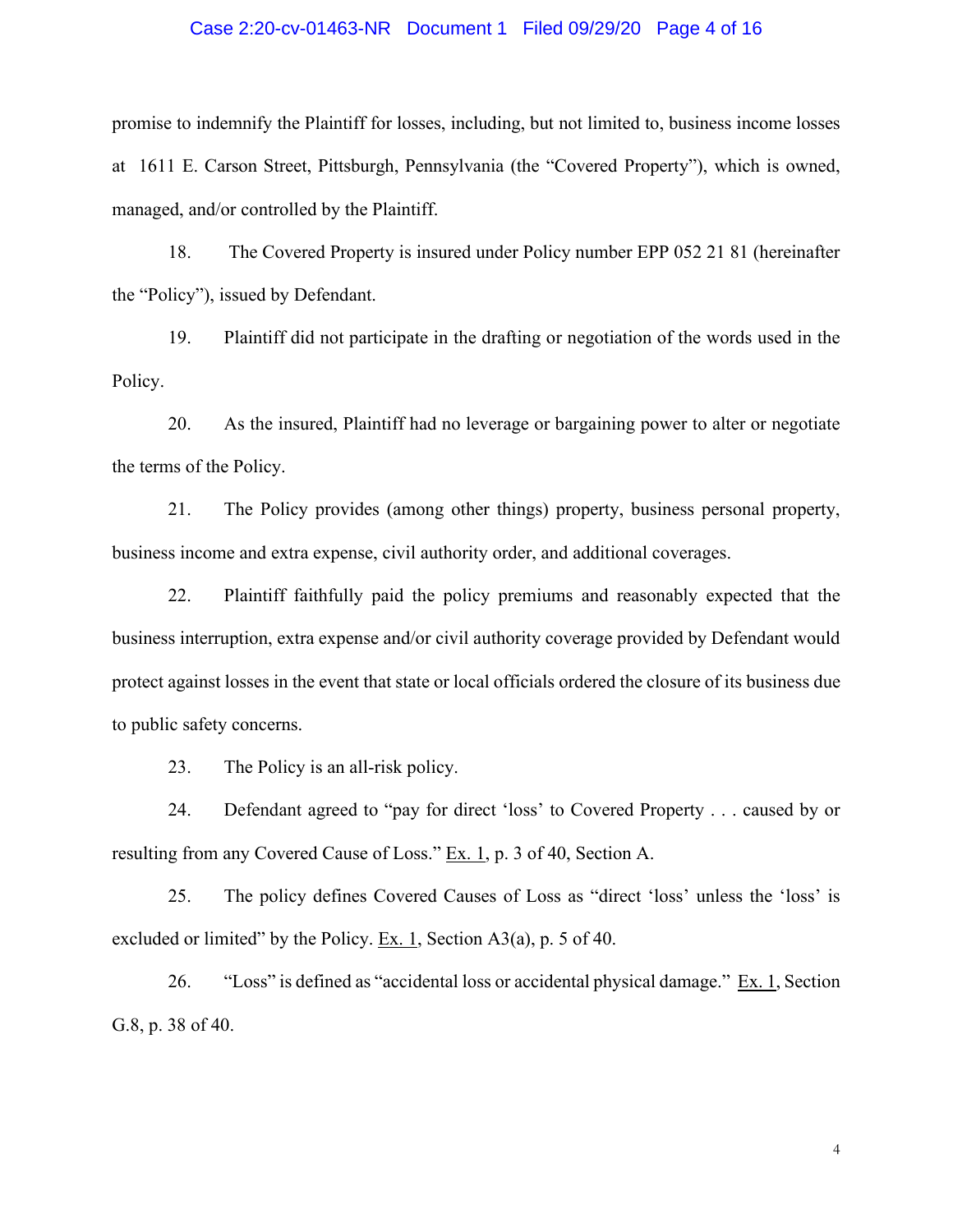promise to indemnify the Plaintiff for losses, including, but not limited to, business income losses at 1611 E. Carson Street, Pittsburgh, Pennsylvania (the "Covered Property"), which is owned, managed, and/or controlled by the Plaintiff.

18. The Covered Property is insured under Policy number EPP 052 21 81 (hereinafter the "Policy"), issued by Defendant.

19. Plaintiff did not participate in the drafting or negotiation of the words used in the Policy.

20. As the insured, Plaintiff had no leverage or bargaining power to alter or negotiate the terms of the Policy.

21. The Policy provides (among other things) property, business personal property, business income and extra expense, civil authority order, and additional coverages.

22. Plaintiff faithfully paid the policy premiums and reasonably expected that the business interruption, extra expense and/or civil authority coverage provided by Defendant would protect against losses in the event that state or local officials ordered the closure of its business due to public safety concerns.

23. The Policy is an all-risk policy.

24. Defendant agreed to "pay for direct 'loss' to Covered Property . . . caused by or resulting from any Covered Cause of Loss." Ex. 1, p. 3 of 40, Section A.

25. The policy defines Covered Causes of Loss as "direct 'loss' unless the 'loss' is excluded or limited" by the Policy. Ex. 1, Section A3(a), p. 5 of 40.

26. "Loss" is defined as "accidental loss or accidental physical damage." Ex. 1, Section G.8, p. 38 of 40.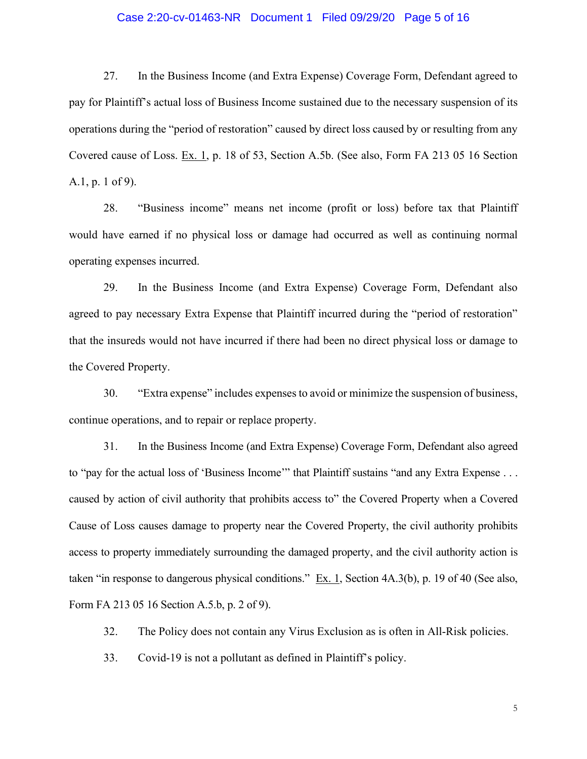27. In the Business Income (and Extra Expense) Coverage Form, Defendant agreed to pay for Plaintiff's actual loss of Business Income sustained due to the necessary suspension of its operations during the "period of restoration" caused by direct loss caused by or resulting from any Covered cause of Loss. Ex. 1, p. 18 of 53, Section A.5b. (See also, Form FA 213 05 16 Section A.1, p. 1 of 9).

28. "Business income" means net income (profit or loss) before tax that Plaintiff would have earned if no physical loss or damage had occurred as well as continuing normal operating expenses incurred.

29. In the Business Income (and Extra Expense) Coverage Form, Defendant also agreed to pay necessary Extra Expense that Plaintiff incurred during the "period of restoration" that the insureds would not have incurred if there had been no direct physical loss or damage to the Covered Property.

30. "Extra expense" includes expenses to avoid or minimize the suspension of business, continue operations, and to repair or replace property.

31. In the Business Income (and Extra Expense) Coverage Form, Defendant also agreed to "pay for the actual loss of 'Business Income'" that Plaintiff sustains "and any Extra Expense . . . caused by action of civil authority that prohibits access to" the Covered Property when a Covered Cause of Loss causes damage to property near the Covered Property, the civil authority prohibits access to property immediately surrounding the damaged property, and the civil authority action is taken "in response to dangerous physical conditions." Ex. 1, Section 4A.3(b), p. 19 of 40 (See also, Form FA 213 05 16 Section A.5.b, p. 2 of 9).

32. The Policy does not contain any Virus Exclusion as is often in All-Risk policies.

33. Covid-19 is not a pollutant as defined in Plaintiff's policy.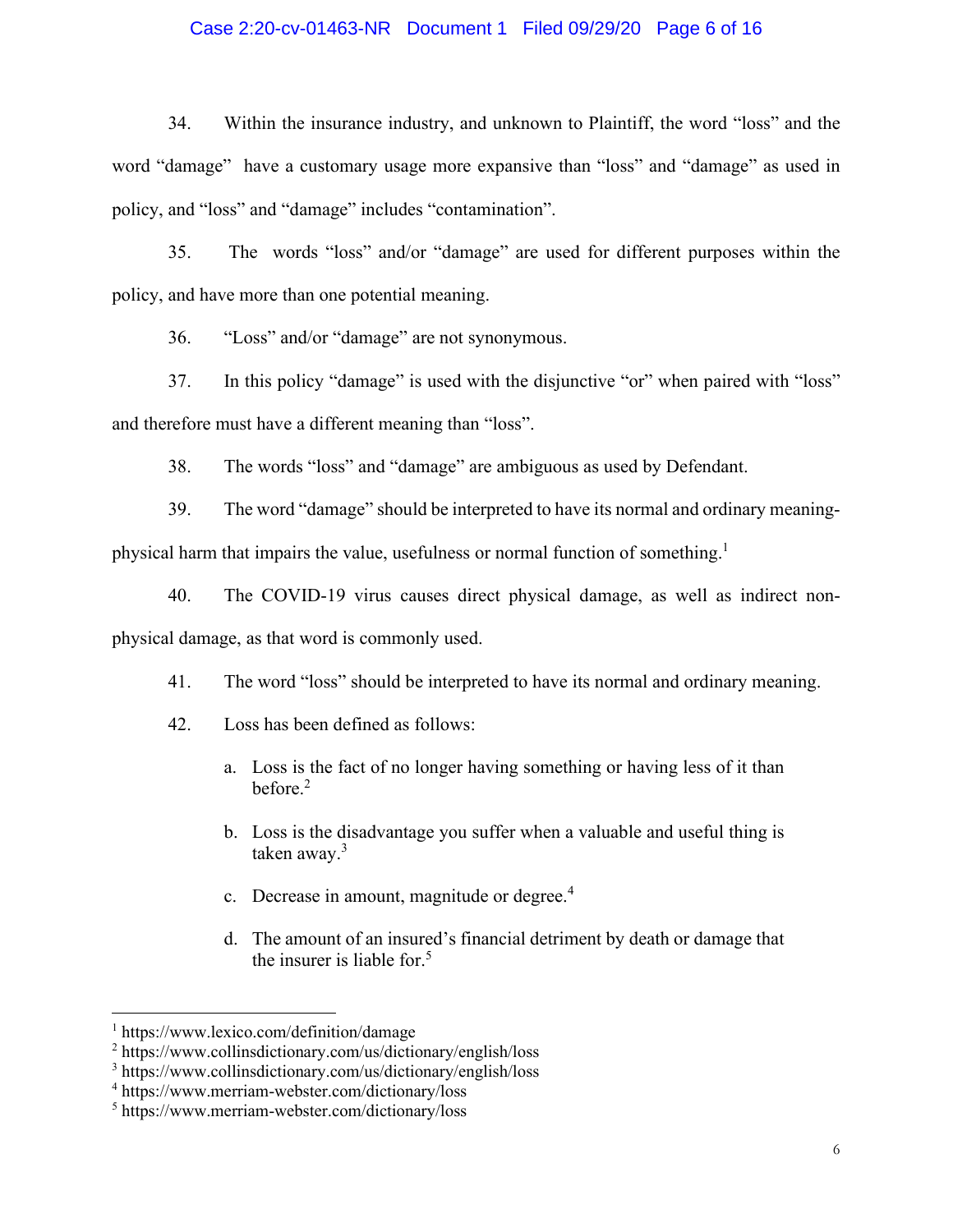34. Within the insurance industry, and unknown to Plaintiff, the word "loss" and the word "damage" have a customary usage more expansive than "loss" and "damage" as used in policy, and "loss" and "damage" includes "contamination".

35. The words "loss" and/or "damage" are used for different purposes within the policy, and have more than one potential meaning.

36. "Loss" and/or "damage" are not synonymous.

37. In this policy "damage" is used with the disjunctive "or" when paired with "loss" and therefore must have a different meaning than "loss".

38. The words "loss" and "damage" are ambiguous as used by Defendant.

39. The word "damage" should be interpreted to have its normal and ordinary meaning- physical harm that impairs the value, usefulness or normal function of something.[1]

40. The COVID-19 virus causes direct physical damage, as well as indirect non-physical damage, as that word is commonly used.

41. The word "loss" should be interpreted to have its normal and ordinary meaning.

42. Loss has been defined as follows:

a. Loss is the fact of no longer having something or having less of it than before.[2]

b. Loss is the disadvantage you suffer when a valuable and useful thing is taken away.[3]

c. Decrease in amount, magnitude or degree.[4]

d. The amount of an insured's financial detriment by death or damage that the insurer is liable for.[5]

---

[1] https://www.lexico.com/definition/damage
[2] https://www.collinsdictionary.com/us/dictionary/english/loss
[3] https://www.collinsdictionary.com/us/dictionary/english/loss
[4] https://www.merriam-webster.com/dictionary/loss
[5] https://www.merriam-webster.com/dictionary/loss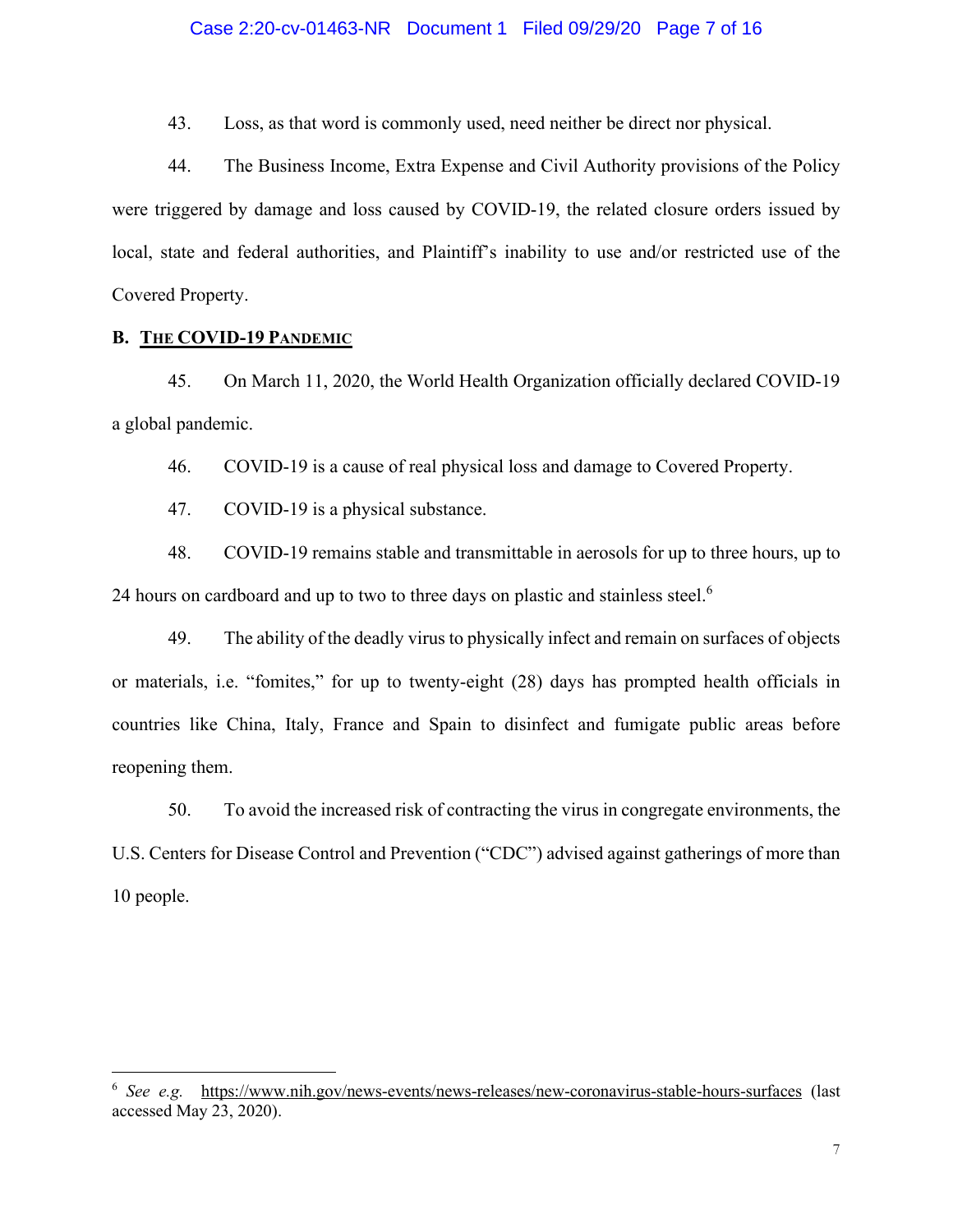43. Loss, as that word is commonly used, need neither be direct nor physical.

44. The Business Income, Extra Expense and Civil Authority provisions of the Policy were triggered by damage and loss caused by COVID-19, the related closure orders issued by local, state and federal authorities, and Plaintiff's inability to use and/or restricted use of the Covered Property.

**B. <u>The COVID-19 Pandemic</u>**

45. On March 11, 2020, the World Health Organization officially declared COVID-19 a global pandemic.

46. COVID-19 is a cause of real physical loss and damage to Covered Property.

47. COVID-19 is a physical substance.

48. COVID-19 remains stable and transmittable in aerosols for up to three hours, up to 24 hours on cardboard and up to two to three days on plastic and stainless steel.[6]

49. The ability of the deadly virus to physically infect and remain on surfaces of objects or materials, i.e. "fomites," for up to twenty-eight (28) days has prompted health officials in countries like China, Italy, France and Spain to disinfect and fumigate public areas before reopening them.

50. To avoid the increased risk of contracting the virus in congregate environments, the U.S. Centers for Disease Control and Prevention ("CDC") advised against gatherings of more than 10 people.

---

[6] *See e.g.* https://www.nih.gov/news-events/news-releases/new-coronavirus-stable-hours-surfaces (last accessed May 23, 2020).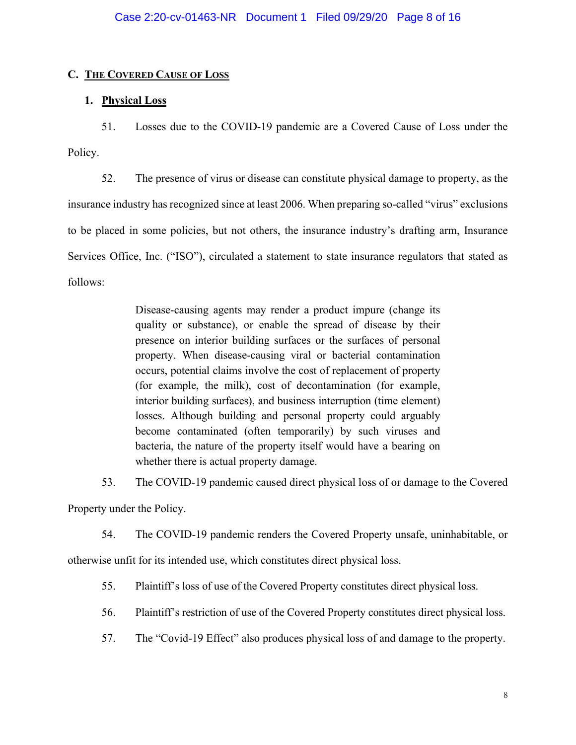## C. THE COVERED CAUSE OF LOSS

### 1. Physical Loss

51. Losses due to the COVID-19 pandemic are a Covered Cause of Loss under the Policy.

52. The presence of virus or disease can constitute physical damage to property, as the insurance industry has recognized since at least 2006. When preparing so-called "virus" exclusions to be placed in some policies, but not others, the insurance industry's drafting arm, Insurance Services Office, Inc. ("ISO"), circulated a statement to state insurance regulators that stated as follows:

> Disease-causing agents may render a product impure (change its quality or substance), or enable the spread of disease by their presence on interior building surfaces or the surfaces of personal property. When disease-causing viral or bacterial contamination occurs, potential claims involve the cost of replacement of property (for example, the milk), cost of decontamination (for example, interior building surfaces), and business interruption (time element) losses. Although building and personal property could arguably become contaminated (often temporarily) by such viruses and bacteria, the nature of the property itself would have a bearing on whether there is actual property damage.

53. The COVID-19 pandemic caused direct physical loss of or damage to the Covered Property under the Policy.

54. The COVID-19 pandemic renders the Covered Property unsafe, uninhabitable, or otherwise unfit for its intended use, which constitutes direct physical loss.

55. Plaintiff's loss of use of the Covered Property constitutes direct physical loss.

56. Plaintiff's restriction of use of the Covered Property constitutes direct physical loss.

57. The "Covid-19 Effect" also produces physical loss of and damage to the property.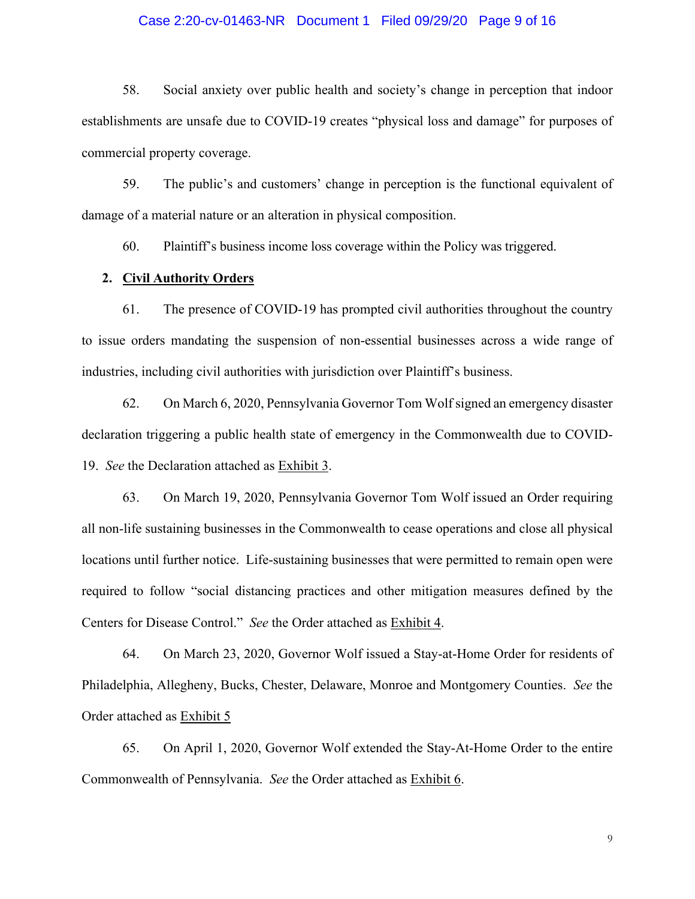58. Social anxiety over public health and society's change in perception that indoor establishments are unsafe due to COVID-19 creates "physical loss and damage" for purposes of commercial property coverage.

59. The public's and customers' change in perception is the functional equivalent of damage of a material nature or an alteration in physical composition.

60. Plaintiff's business income loss coverage within the Policy was triggered.

**2. <u>Civil Authority Orders</u>**

61. The presence of COVID-19 has prompted civil authorities throughout the country to issue orders mandating the suspension of non-essential businesses across a wide range of industries, including civil authorities with jurisdiction over Plaintiff's business.

62. On March 6, 2020, Pennsylvania Governor Tom Wolf signed an emergency disaster declaration triggering a public health state of emergency in the Commonwealth due to COVID-19. *See* the Declaration attached as <u>Exhibit 3</u>.

63. On March 19, 2020, Pennsylvania Governor Tom Wolf issued an Order requiring all non-life sustaining businesses in the Commonwealth to cease operations and close all physical locations until further notice. Life-sustaining businesses that were permitted to remain open were required to follow "social distancing practices and other mitigation measures defined by the Centers for Disease Control." *See* the Order attached as <u>Exhibit 4</u>.

64. On March 23, 2020, Governor Wolf issued a Stay-at-Home Order for residents of Philadelphia, Allegheny, Bucks, Chester, Delaware, Monroe and Montgomery Counties. *See* the Order attached as <u>Exhibit 5</u>

65. On April 1, 2020, Governor Wolf extended the Stay-At-Home Order to the entire Commonwealth of Pennsylvania. *See* the Order attached as <u>Exhibit 6</u>.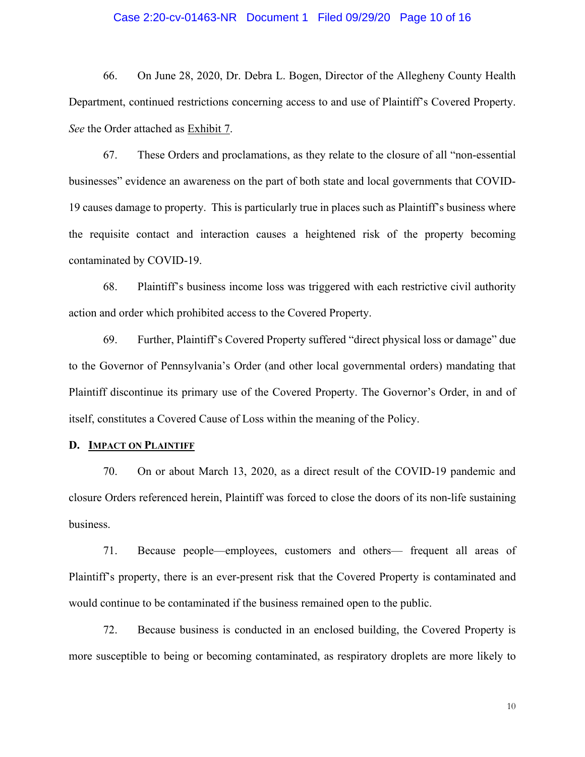66. On June 28, 2020, Dr. Debra L. Bogen, Director of the Allegheny County Health Department, continued restrictions concerning access to and use of Plaintiff's Covered Property. *See* the Order attached as Exhibit 7.

67. These Orders and proclamations, as they relate to the closure of all "non-essential businesses" evidence an awareness on the part of both state and local governments that COVID-19 causes damage to property. This is particularly true in places such as Plaintiff's business where the requisite contact and interaction causes a heightened risk of the property becoming contaminated by COVID-19.

68. Plaintiff's business income loss was triggered with each restrictive civil authority action and order which prohibited access to the Covered Property.

69. Further, Plaintiff's Covered Property suffered "direct physical loss or damage" due to the Governor of Pennsylvania's Order (and other local governmental orders) mandating that Plaintiff discontinue its primary use of the Covered Property. The Governor's Order, in and of itself, constitutes a Covered Cause of Loss within the meaning of the Policy.

### D. Impact on Plaintiff

70. On or about March 13, 2020, as a direct result of the COVID-19 pandemic and closure Orders referenced herein, Plaintiff was forced to close the doors of its non-life sustaining business.

71. Because people—employees, customers and others— frequent all areas of Plaintiff's property, there is an ever-present risk that the Covered Property is contaminated and would continue to be contaminated if the business remained open to the public.

72. Because business is conducted in an enclosed building, the Covered Property is more susceptible to being or becoming contaminated, as respiratory droplets are more likely to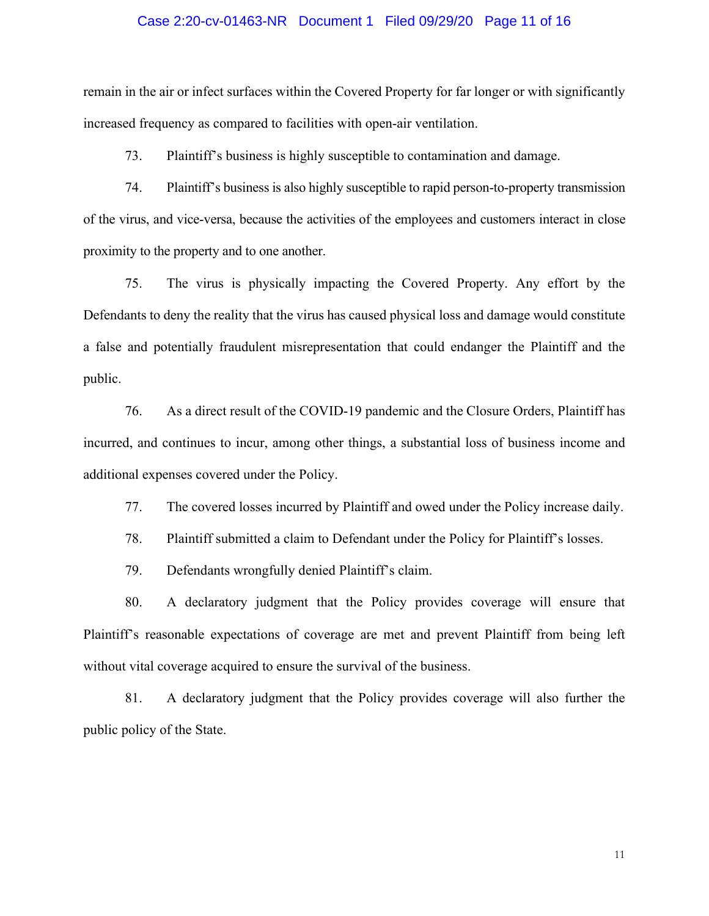remain in the air or infect surfaces within the Covered Property for far longer or with significantly increased frequency as compared to facilities with open-air ventilation.

73. Plaintiff's business is highly susceptible to contamination and damage.

74. Plaintiff's business is also highly susceptible to rapid person-to-property transmission of the virus, and vice-versa, because the activities of the employees and customers interact in close proximity to the property and to one another.

75. The virus is physically impacting the Covered Property. Any effort by the Defendants to deny the reality that the virus has caused physical loss and damage would constitute a false and potentially fraudulent misrepresentation that could endanger the Plaintiff and the public.

76. As a direct result of the COVID-19 pandemic and the Closure Orders, Plaintiff has incurred, and continues to incur, among other things, a substantial loss of business income and additional expenses covered under the Policy.

77. The covered losses incurred by Plaintiff and owed under the Policy increase daily.

78. Plaintiff submitted a claim to Defendant under the Policy for Plaintiff's losses.

79. Defendants wrongfully denied Plaintiff's claim.

80. A declaratory judgment that the Policy provides coverage will ensure that Plaintiff's reasonable expectations of coverage are met and prevent Plaintiff from being left without vital coverage acquired to ensure the survival of the business.

81. A declaratory judgment that the Policy provides coverage will also further the public policy of the State.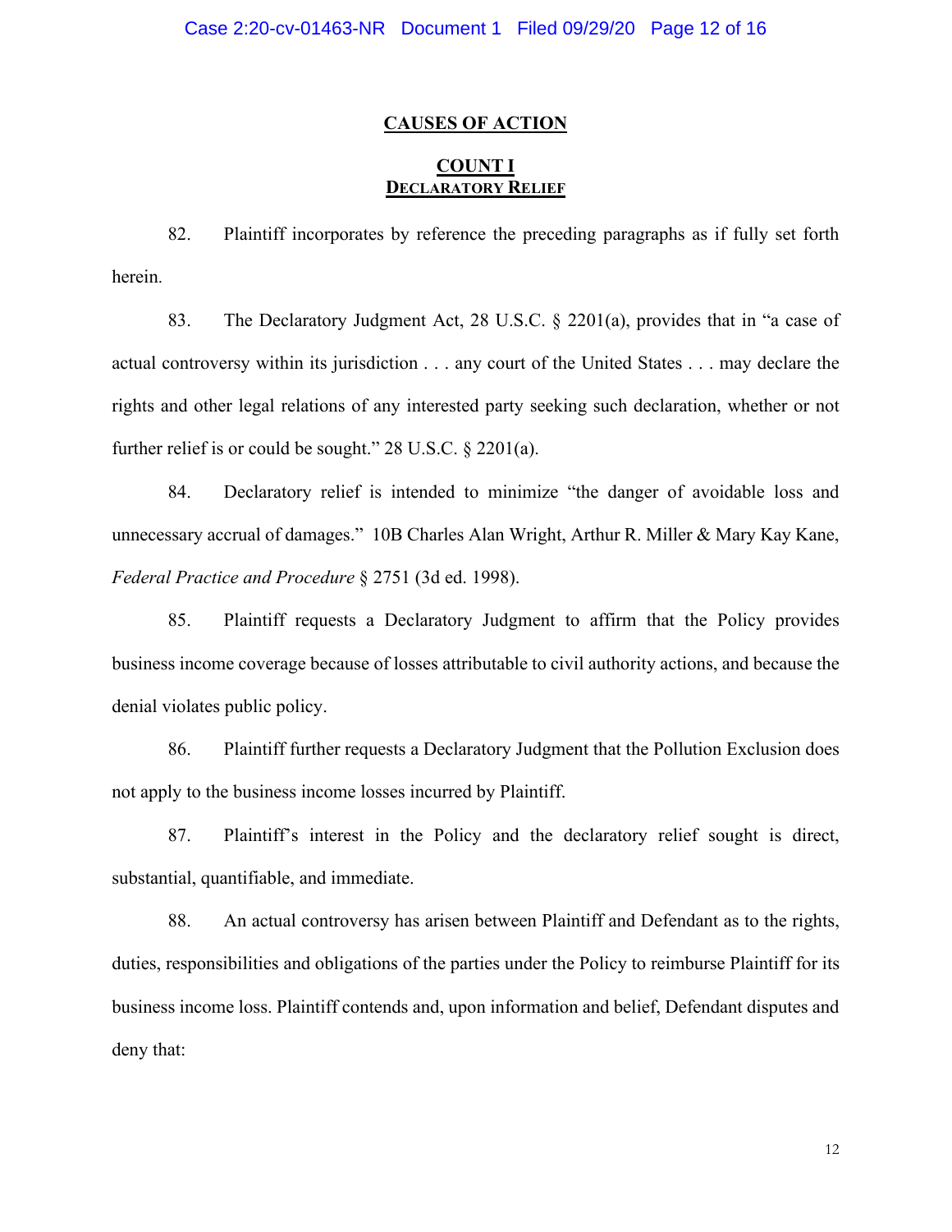## CAUSES OF ACTION

### COUNT I
### DECLARATORY RELIEF

82. Plaintiff incorporates by reference the preceding paragraphs as if fully set forth herein.

83. The Declaratory Judgment Act, 28 U.S.C. § 2201(a), provides that in "a case of actual controversy within its jurisdiction . . . any court of the United States . . . may declare the rights and other legal relations of any interested party seeking such declaration, whether or not further relief is or could be sought." 28 U.S.C. § 2201(a).

84. Declaratory relief is intended to minimize "the danger of avoidable loss and unnecessary accrual of damages." 10B Charles Alan Wright, Arthur R. Miller & Mary Kay Kane, *Federal Practice and Procedure* § 2751 (3d ed. 1998).

85. Plaintiff requests a Declaratory Judgment to affirm that the Policy provides business income coverage because of losses attributable to civil authority actions, and because the denial violates public policy.

86. Plaintiff further requests a Declaratory Judgment that the Pollution Exclusion does not apply to the business income losses incurred by Plaintiff.

87. Plaintiff's interest in the Policy and the declaratory relief sought is direct, substantial, quantifiable, and immediate.

88. An actual controversy has arisen between Plaintiff and Defendant as to the rights, duties, responsibilities and obligations of the parties under the Policy to reimburse Plaintiff for its business income loss. Plaintiff contends and, upon information and belief, Defendant disputes and deny that: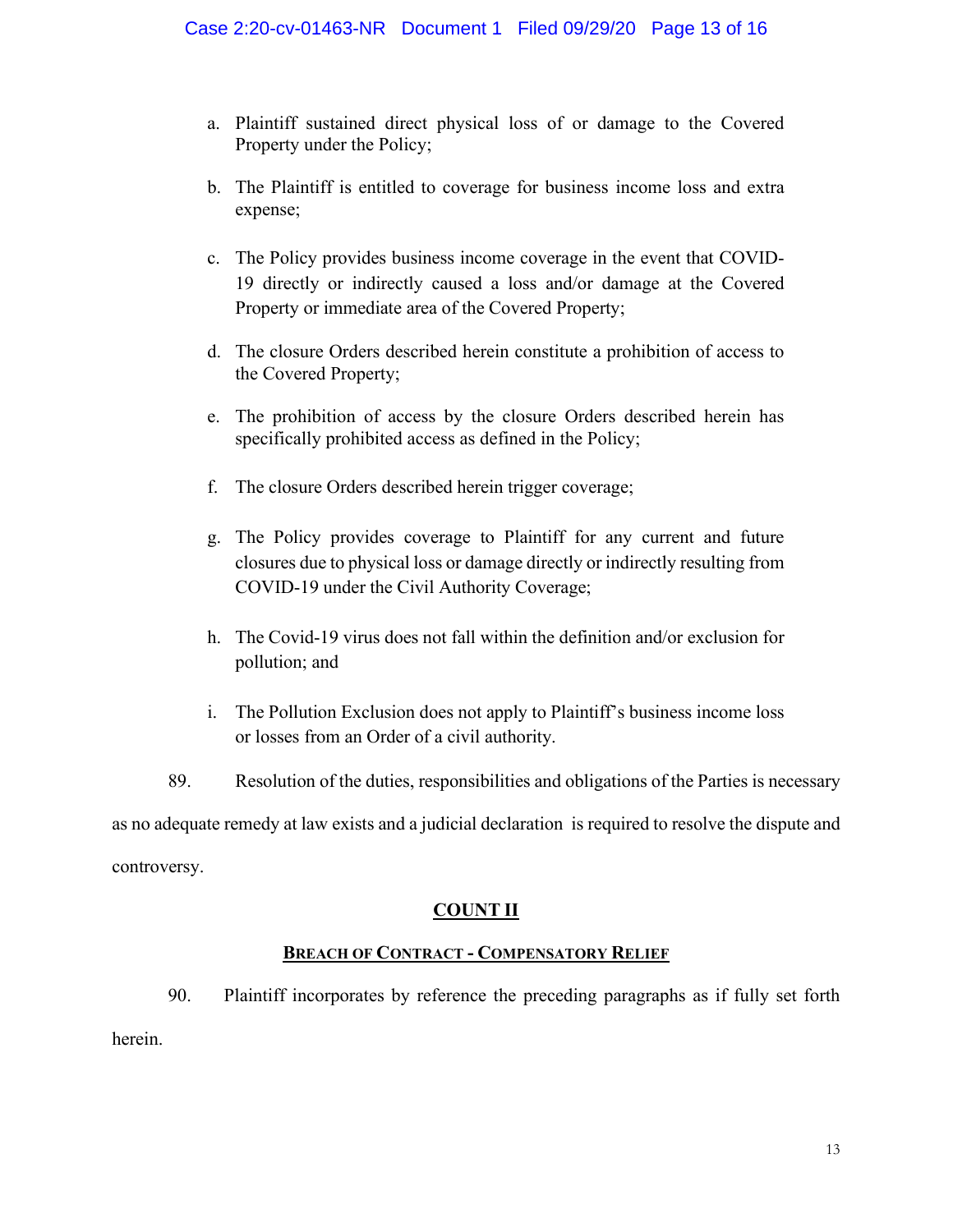a. Plaintiff sustained direct physical loss of or damage to the Covered Property under the Policy;

b. The Plaintiff is entitled to coverage for business income loss and extra expense;

c. The Policy provides business income coverage in the event that COVID-19 directly or indirectly caused a loss and/or damage at the Covered Property or immediate area of the Covered Property;

d. The closure Orders described herein constitute a prohibition of access to the Covered Property;

e. The prohibition of access by the closure Orders described herein has specifically prohibited access as defined in the Policy;

f. The closure Orders described herein trigger coverage;

g. The Policy provides coverage to Plaintiff for any current and future closures due to physical loss or damage directly or indirectly resulting from COVID-19 under the Civil Authority Coverage;

h. The Covid-19 virus does not fall within the definition and/or exclusion for pollution; and

i. The Pollution Exclusion does not apply to Plaintiff's business income loss or losses from an Order of a civil authority.

89. Resolution of the duties, responsibilities and obligations of the Parties is necessary as no adequate remedy at law exists and a judicial declaration is required to resolve the dispute and controversy.

## COUNT II

### BREACH OF CONTRACT - COMPENSATORY RELIEF

90. Plaintiff incorporates by reference the preceding paragraphs as if fully set forth herein.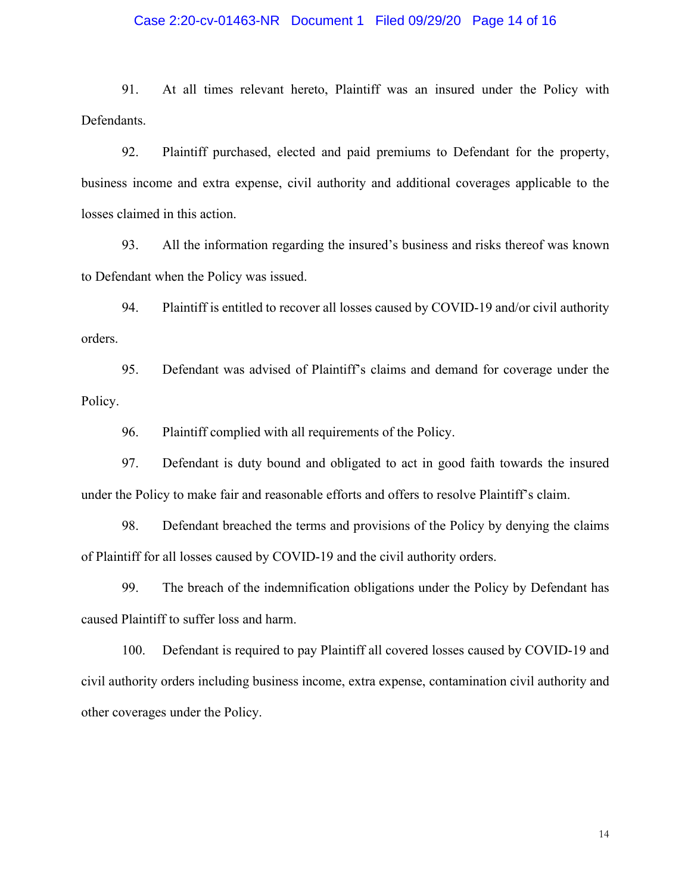91. At all times relevant hereto, Plaintiff was an insured under the Policy with Defendants.

92. Plaintiff purchased, elected and paid premiums to Defendant for the property, business income and extra expense, civil authority and additional coverages applicable to the losses claimed in this action.

93. All the information regarding the insured's business and risks thereof was known to Defendant when the Policy was issued.

94. Plaintiff is entitled to recover all losses caused by COVID-19 and/or civil authority orders.

95. Defendant was advised of Plaintiff's claims and demand for coverage under the Policy.

96. Plaintiff complied with all requirements of the Policy.

97. Defendant is duty bound and obligated to act in good faith towards the insured under the Policy to make fair and reasonable efforts and offers to resolve Plaintiff's claim.

98. Defendant breached the terms and provisions of the Policy by denying the claims of Plaintiff for all losses caused by COVID-19 and the civil authority orders.

99. The breach of the indemnification obligations under the Policy by Defendant has caused Plaintiff to suffer loss and harm.

100. Defendant is required to pay Plaintiff all covered losses caused by COVID-19 and civil authority orders including business income, extra expense, contamination civil authority and other coverages under the Policy.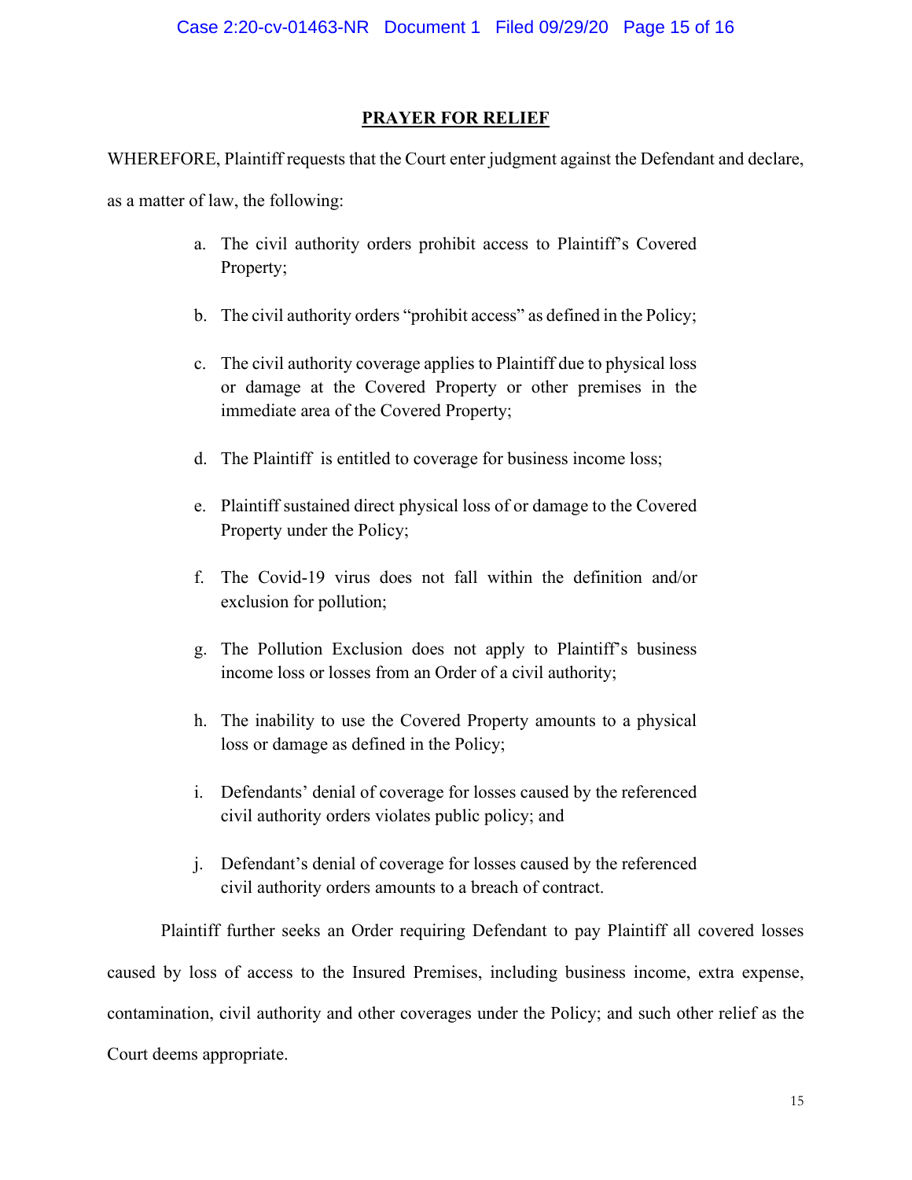## PRAYER FOR RELIEF

WHEREFORE, Plaintiff requests that the Court enter judgment against the Defendant and declare, as a matter of law, the following:

a. The civil authority orders prohibit access to Plaintiff's Covered Property;

b. The civil authority orders "prohibit access" as defined in the Policy;

c. The civil authority coverage applies to Plaintiff due to physical loss or damage at the Covered Property or other premises in the immediate area of the Covered Property;

d. The Plaintiff is entitled to coverage for business income loss;

e. Plaintiff sustained direct physical loss of or damage to the Covered Property under the Policy;

f. The Covid-19 virus does not fall within the definition and/or exclusion for pollution;

g. The Pollution Exclusion does not apply to Plaintiff's business income loss or losses from an Order of a civil authority;

h. The inability to use the Covered Property amounts to a physical loss or damage as defined in the Policy;

i. Defendants' denial of coverage for losses caused by the referenced civil authority orders violates public policy; and

j. Defendant's denial of coverage for losses caused by the referenced civil authority orders amounts to a breach of contract.

Plaintiff further seeks an Order requiring Defendant to pay Plaintiff all covered losses caused by loss of access to the Insured Premises, including business income, extra expense, contamination, civil authority and other coverages under the Policy; and such other relief as the Court deems appropriate.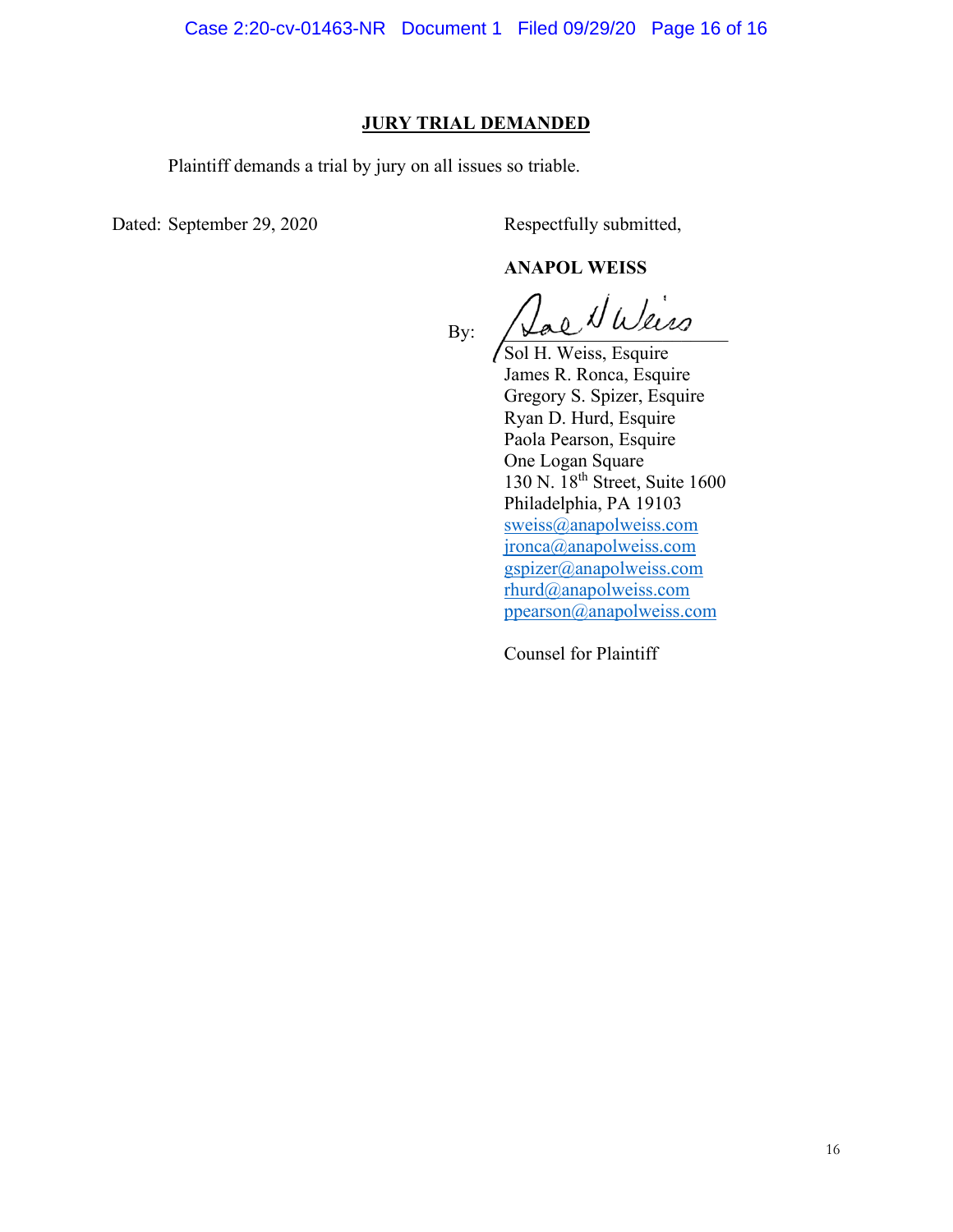## JURY TRIAL DEMANDED

Plaintiff demands a trial by jury on all issues so triable.

Dated: September 29, 2020

Respectfully submitted,

**ANAPOL WEISS**

By: /s/ Sol H. Weiss

Sol H. Weiss, Esquire
James R. Ronca, Esquire
Gregory S. Spizer, Esquire
Ryan D. Hurd, Esquire
Paola Pearson, Esquire
One Logan Square
130 N. 18th Street, Suite 1600
Philadelphia, PA 19103
sweiss@anapolweiss.com
jronca@anapolweiss.com
gspizer@anapolweiss.com
rhurd@anapolweiss.com
ppearson@anapolweiss.com

Counsel for Plaintiff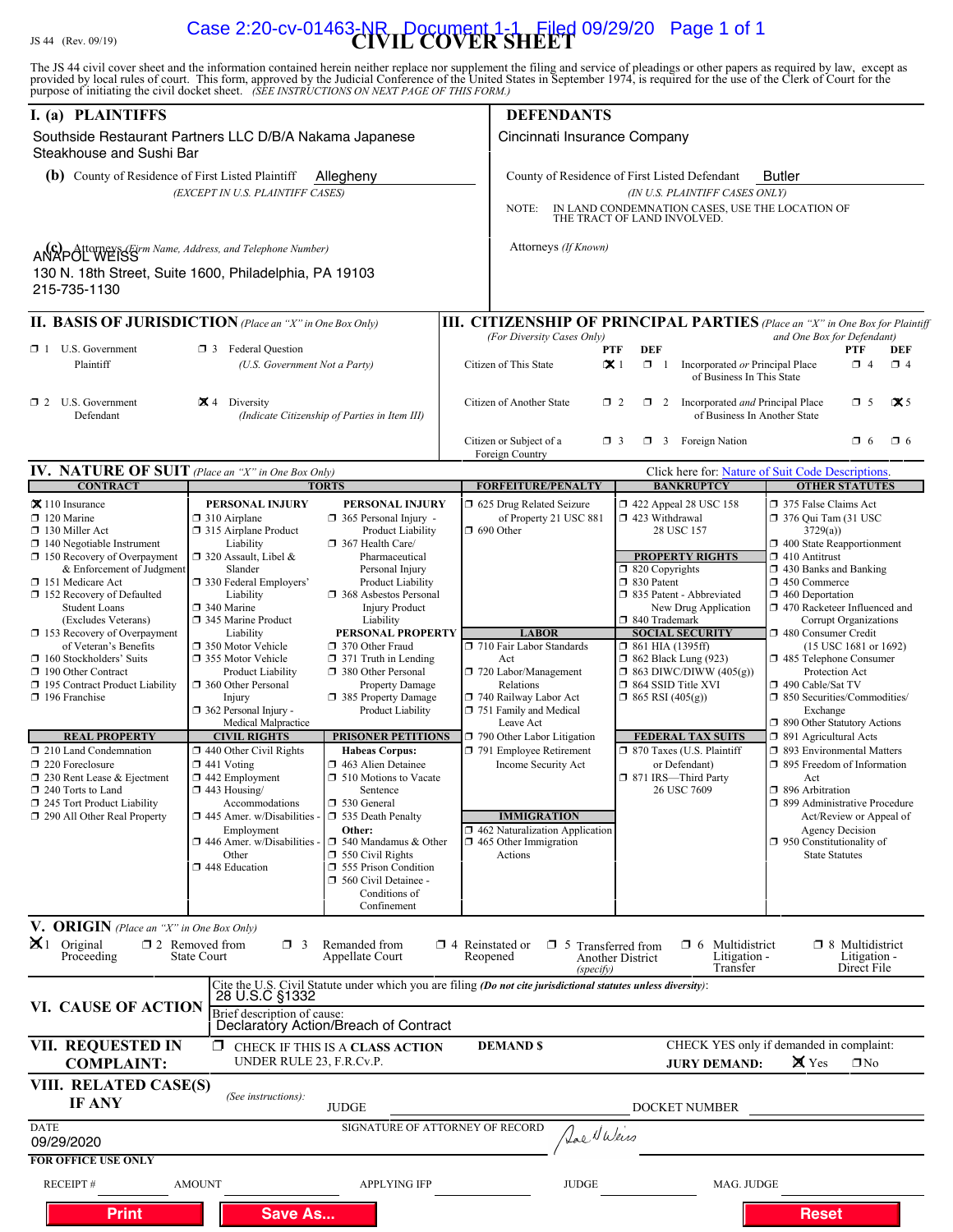JS 44 (Rev. 09/19)

# CIVIL COVER SHEET

The JS 44 civil cover sheet and the information contained herein neither replace nor supplement the filing and service of pleadings or other papers as required by law, except as provided by local rules of court. This form, approved by the Judicial Conference of the United States in September 1974, is required for the use of the Clerk of Court for the purpose of initiating the civil docket sheet. *(SEE INSTRUCTIONS ON NEXT PAGE OF THIS FORM.)*

## I. (a) PLAINTIFFS

Southside Restaurant Partners LLC D/B/A Nakama Japanese Steakhouse and Sushi Bar

**(b)** County of Residence of First Listed Plaintiff: Allegheny
*(EXCEPT IN U.S. PLAINTIFF CASES)*

**(c)** Attorneys *(Firm Name, Address, and Telephone Number)*
ANAPOL WEISS
130 N. 18th Street, Suite 1600, Philadelphia, PA 19103
215-735-1130

## DEFENDANTS

Cincinnati Insurance Company

County of Residence of First Listed Defendant: Butler
*(IN U.S. PLAINTIFF CASES ONLY)*

NOTE: IN LAND CONDEMNATION CASES, USE THE LOCATION OF THE TRACT OF LAND INVOLVED.

Attorneys *(If Known)*

## II. BASIS OF JURISDICTION *(Place an "X" in One Box Only)*

- ☐ 1 U.S. Government Plaintiff
- ☐ 3 Federal Question (U.S. Government Not a Party)
- ☐ 2 U.S. Government Defendant
- ☒ 4 Diversity (Indicate Citizenship of Parties in Item III)

## III. CITIZENSHIP OF PRINCIPAL PARTIES *(Place an "X" in One Box for Plaintiff and One Box for Defendant)* *(For Diversity Cases Only)*

| | PTF | DEF | | PTF | DEF |
|---|---|---|---|---|---|
| Citizen of This State | ☒ 1 | ☐ 1 | Incorporated *or* Principal Place of Business In This State | ☐ 4 | ☐ 4 |
| Citizen of Another State | ☐ 2 | ☐ 2 | Incorporated *and* Principal Place of Business In Another State | ☐ 5 | ☒ 5 |
| Citizen or Subject of a Foreign Country | ☐ 3 | ☐ 3 | Foreign Nation | ☐ 6 | ☐ 6 |

## IV. NATURE OF SUIT *(Place an "X" in One Box Only)*

Click here for: Nature of Suit Code Descriptions.

**CONTRACT**
- ☒ 110 Insurance
- ☐ 120 Marine
- ☐ 130 Miller Act
- ☐ 140 Negotiable Instrument
- ☐ 150 Recovery of Overpayment & Enforcement of Judgment
- ☐ 151 Medicare Act
- ☐ 152 Recovery of Defaulted Student Loans (Excludes Veterans)
- ☐ 153 Recovery of Overpayment of Veteran's Benefits
- ☐ 160 Stockholders' Suits
- ☐ 190 Other Contract
- ☐ 195 Contract Product Liability
- ☐ 196 Franchise

**REAL PROPERTY**
- ☐ 210 Land Condemnation
- ☐ 220 Foreclosure
- ☐ 230 Rent Lease & Ejectment
- ☐ 240 Torts to Land
- ☐ 245 Tort Product Liability
- ☐ 290 All Other Real Property

**TORTS — PERSONAL INJURY**
- ☐ 310 Airplane
- ☐ 315 Airplane Product Liability
- ☐ 320 Assault, Libel & Slander
- ☐ 330 Federal Employers' Liability
- ☐ 340 Marine
- ☐ 345 Marine Product Liability
- ☐ 350 Motor Vehicle
- ☐ 355 Motor Vehicle Product Liability
- ☐ 360 Other Personal Injury
- ☐ 362 Personal Injury - Medical Malpractice

**TORTS — PERSONAL INJURY**
- ☐ 365 Personal Injury - Product Liability
- ☐ 367 Health Care/ Pharmaceutical Personal Injury Product Liability
- ☐ 368 Asbestos Personal Injury Product Liability

**PERSONAL PROPERTY**
- ☐ 370 Other Fraud
- ☐ 371 Truth in Lending
- ☐ 380 Other Personal Property Damage
- ☐ 385 Property Damage Product Liability

**CIVIL RIGHTS**
- ☐ 440 Other Civil Rights
- ☐ 441 Voting
- ☐ 442 Employment
- ☐ 443 Housing/ Accommodations
- ☐ 445 Amer. w/Disabilities - Employment
- ☐ 446 Amer. w/Disabilities - Other
- ☐ 448 Education

**PRISONER PETITIONS**
Habeas Corpus:
- ☐ 463 Alien Detainee
- ☐ 510 Motions to Vacate Sentence
- ☐ 530 General
- ☐ 535 Death Penalty

Other:
- ☐ 540 Mandamus & Other
- ☐ 550 Civil Rights
- ☐ 555 Prison Condition
- ☐ 560 Civil Detainee - Conditions of Confinement

**FORFEITURE/PENALTY**
- ☐ 625 Drug Related Seizure of Property 21 USC 881
- ☐ 690 Other

**LABOR**
- ☐ 710 Fair Labor Standards Act
- ☐ 720 Labor/Management Relations
- ☐ 740 Railway Labor Act
- ☐ 751 Family and Medical Leave Act
- ☐ 790 Other Labor Litigation
- ☐ 791 Employee Retirement Income Security Act

**IMMIGRATION**
- ☐ 462 Naturalization Application
- ☐ 465 Other Immigration Actions

**BANKRUPTCY**
- ☐ 422 Appeal 28 USC 158
- ☐ 423 Withdrawal 28 USC 157

**PROPERTY RIGHTS**
- ☐ 820 Copyrights
- ☐ 830 Patent
- ☐ 835 Patent - Abbreviated New Drug Application
- ☐ 840 Trademark

**SOCIAL SECURITY**
- ☐ 861 HIA (1395ff)
- ☐ 862 Black Lung (923)
- ☐ 863 DIWC/DIWW (405(g))
- ☐ 864 SSID Title XVI
- ☐ 865 RSI (405(g))

**FEDERAL TAX SUITS**
- ☐ 870 Taxes (U.S. Plaintiff or Defendant)
- ☐ 871 IRS—Third Party 26 USC 7609

**OTHER STATUTES**
- ☐ 375 False Claims Act
- ☐ 376 Qui Tam (31 USC 3729(a))
- ☐ 400 State Reapportionment
- ☐ 410 Antitrust
- ☐ 430 Banks and Banking
- ☐ 450 Commerce
- ☐ 460 Deportation
- ☐ 470 Racketeer Influenced and Corrupt Organizations
- ☐ 480 Consumer Credit (15 USC 1681 or 1692)
- ☐ 485 Telephone Consumer Protection Act
- ☐ 490 Cable/Sat TV
- ☐ 850 Securities/Commodities/ Exchange
- ☐ 890 Other Statutory Actions
- ☐ 891 Agricultural Acts
- ☐ 893 Environmental Matters
- ☐ 895 Freedom of Information Act
- ☐ 896 Arbitration
- ☐ 899 Administrative Procedure Act/Review or Appeal of Agency Decision
- ☐ 950 Constitutionality of State Statutes

## V. ORIGIN *(Place an "X" in One Box Only)*

- ☒ 1 Original Proceeding
- ☐ 2 Removed from State Court
- ☐ 3 Remanded from Appellate Court
- ☐ 4 Reinstated or Reopened
- ☐ 5 Transferred from Another District *(specify)*
- ☐ 6 Multidistrict Litigation - Transfer
- ☐ 8 Multidistrict Litigation - Direct File

## VI. CAUSE OF ACTION

Cite the U.S. Civil Statute under which you are filing *(Do not cite jurisdictional statutes unless diversity)*:
28 U.S.C §1332

Brief description of cause:
Declaratory Action/Breach of Contract

## VII. REQUESTED IN COMPLAINT:

☐ CHECK IF THIS IS A **CLASS ACTION** UNDER RULE 23, F.R.Cv.P.

**DEMAND $**

CHECK YES only if demanded in complaint:
**JURY DEMAND:** ☒ Yes ☐ No

## VIII. RELATED CASE(S) IF ANY

*(See instructions)*: JUDGE DOCKET NUMBER

DATE: 09/29/2020

SIGNATURE OF ATTORNEY OF RECORD: Sol H Weiss

**FOR OFFICE USE ONLY**

RECEIPT # AMOUNT APPLYING IFP JUDGE MAG. JUDGE